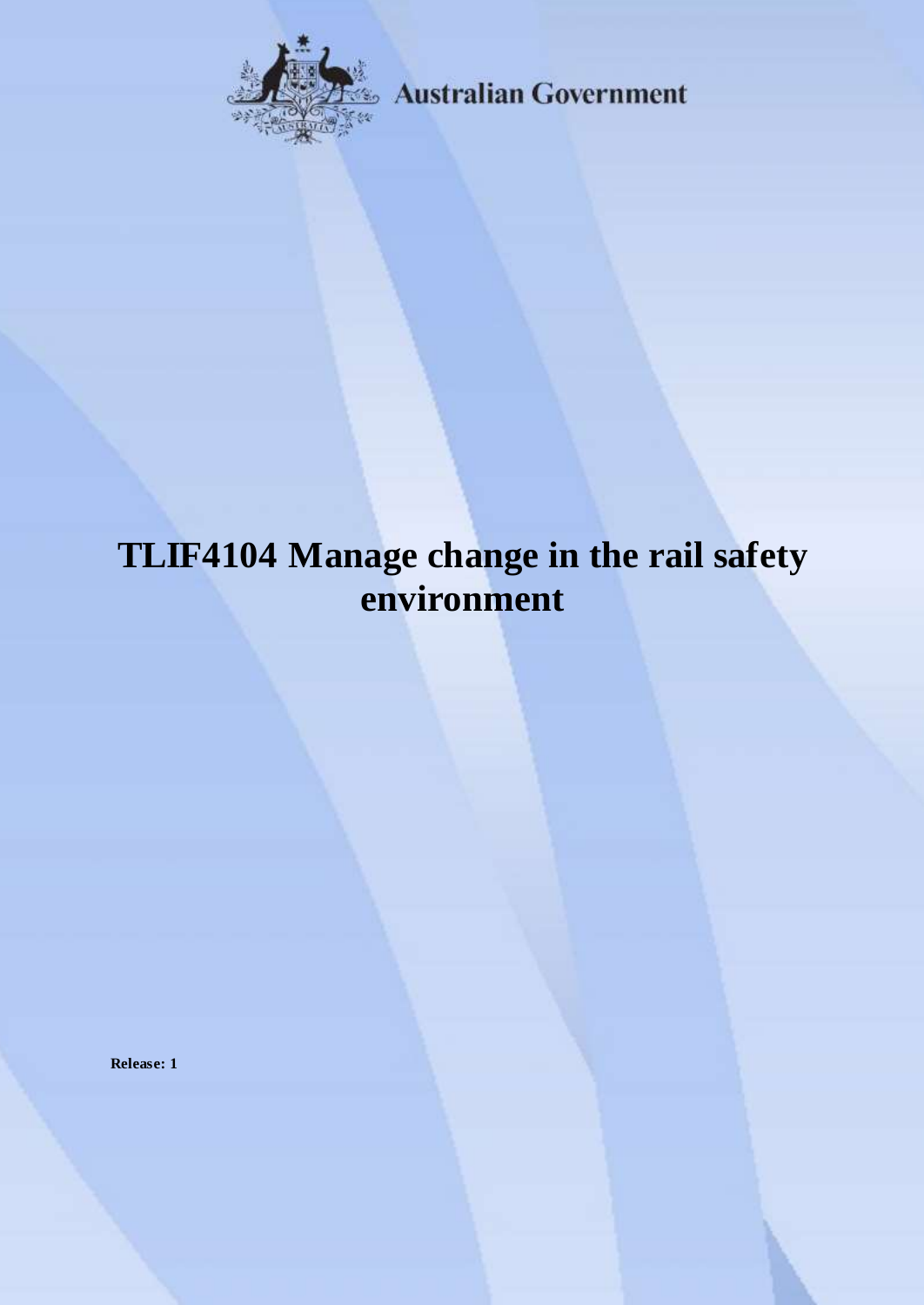Australian Government

# TLIF4104 Manage change in the rail safety environment

**Release: 1**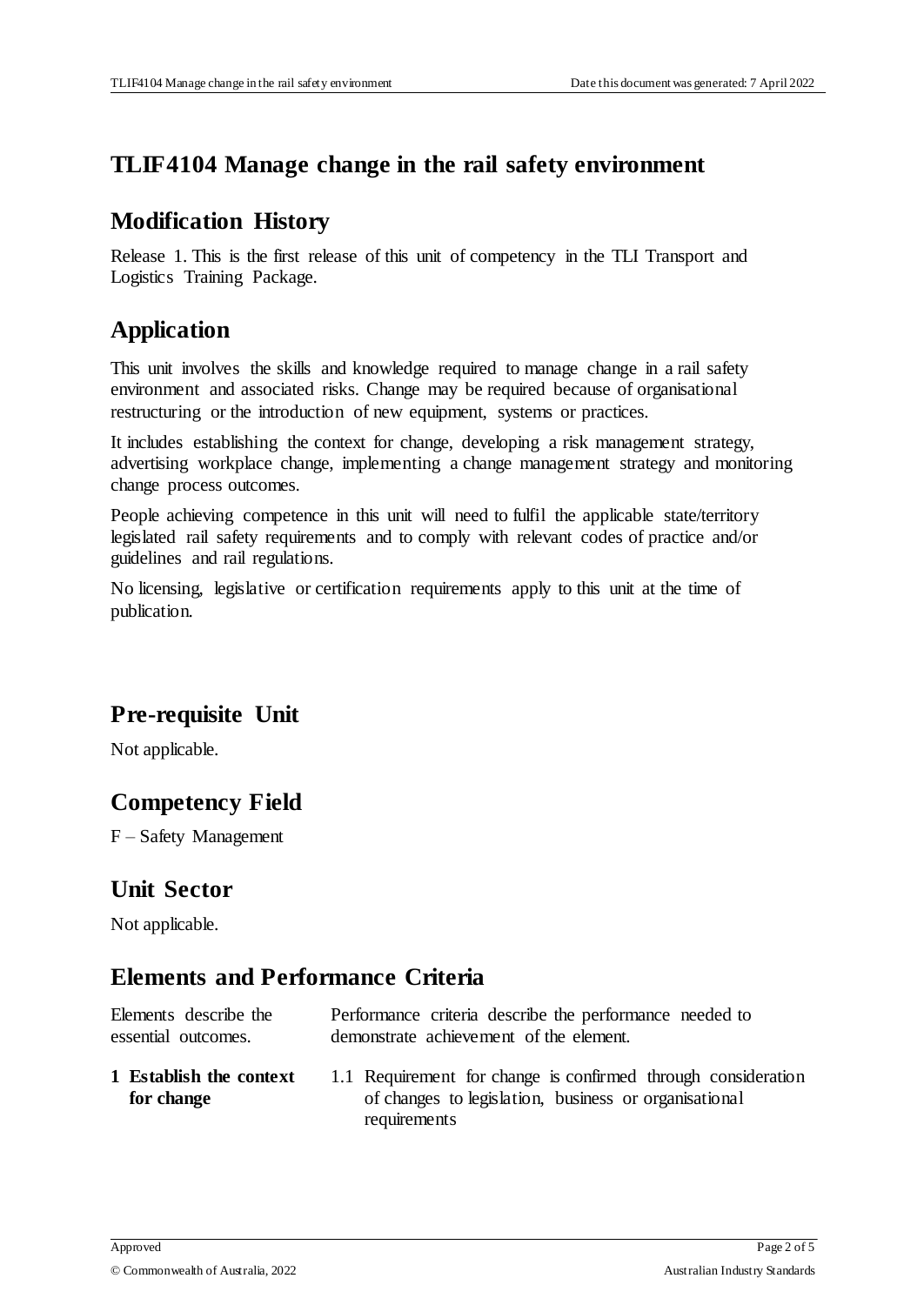# TLIF4104 Manage change in the rail safety environment

## Modification History

Release 1. This is the first release of this unit of competency in the TLI Transport and Logistics Training Package.

## Application

This unit involves the skills and knowledge required to manage change in a rail safety environment and associated risks. Change may be required because of organisational restructuring or the introduction of new equipment, systems or practices.

It includes establishing the context for change, developing a risk management strategy, advertising workplace change, implementing a change management strategy and monitoring change process outcomes.

People achieving competence in this unit will need to fulfil the applicable state/territory legislated rail safety requirements and to comply with relevant codes of practice and/or guidelines and rail regulations.

No licensing, legislative or certification requirements apply to this unit at the time of publication.

## Pre-requisite Unit

Not applicable.

## Competency Field

F – Safety Management

## Unit Sector

Not applicable.

## Elements and Performance Criteria

| Elements describe the essential outcomes. | Performance criteria describe the performance needed to demonstrate achievement of the element. |
|---|---|
| **1 Establish the context for change** | 1.1 Requirement for change is confirmed through consideration of changes to legislation, business or organisational requirements |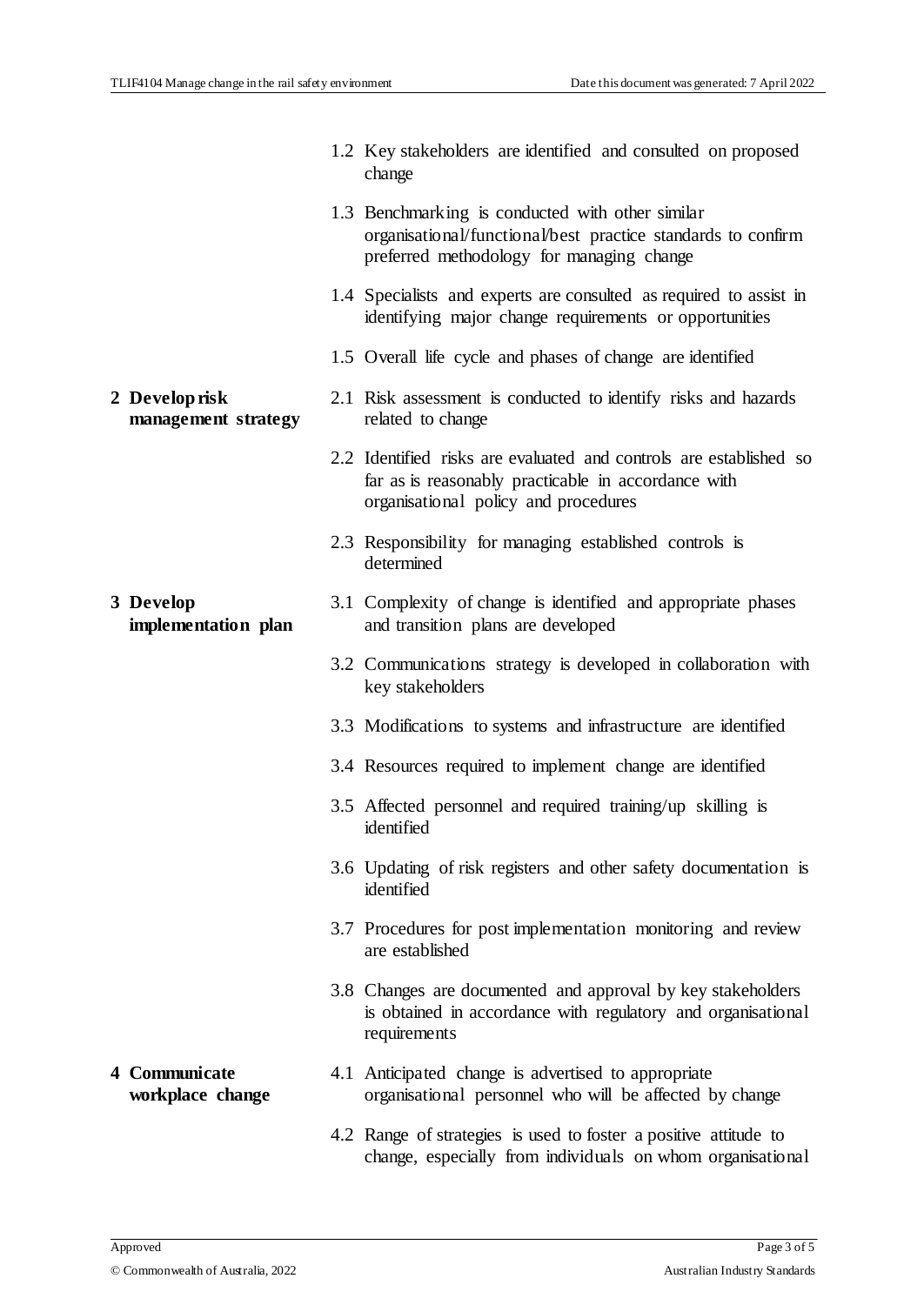| | |
|---|---|
| | 1.2 Key stakeholders are identified and consulted on proposed change |
| | 1.3 Benchmarking is conducted with other similar organisational/functional/best practice standards to confirm preferred methodology for managing change |
| | 1.4 Specialists and experts are consulted as required to assist in identifying major change requirements or opportunities |
| | 1.5 Overall life cycle and phases of change are identified |
| **2 Develop risk management strategy** | 2.1 Risk assessment is conducted to identify risks and hazards related to change |
| | 2.2 Identified risks are evaluated and controls are established so far as is reasonably practicable in accordance with organisational policy and procedures |
| | 2.3 Responsibility for managing established controls is determined |
| **3 Develop implementation plan** | 3.1 Complexity of change is identified and appropriate phases and transition plans are developed |
| | 3.2 Communications strategy is developed in collaboration with key stakeholders |
| | 3.3 Modifications to systems and infrastructure are identified |
| | 3.4 Resources required to implement change are identified |
| | 3.5 Affected personnel and required training/up skilling is identified |
| | 3.6 Updating of risk registers and other safety documentation is identified |
| | 3.7 Procedures for post implementation monitoring and review are established |
| | 3.8 Changes are documented and approval by key stakeholders is obtained in accordance with regulatory and organisational requirements |
| **4 Communicate workplace change** | 4.1 Anticipated change is advertised to appropriate organisational personnel who will be affected by change |
| | 4.2 Range of strategies is used to foster a positive attitude to change, especially from individuals on whom organisational |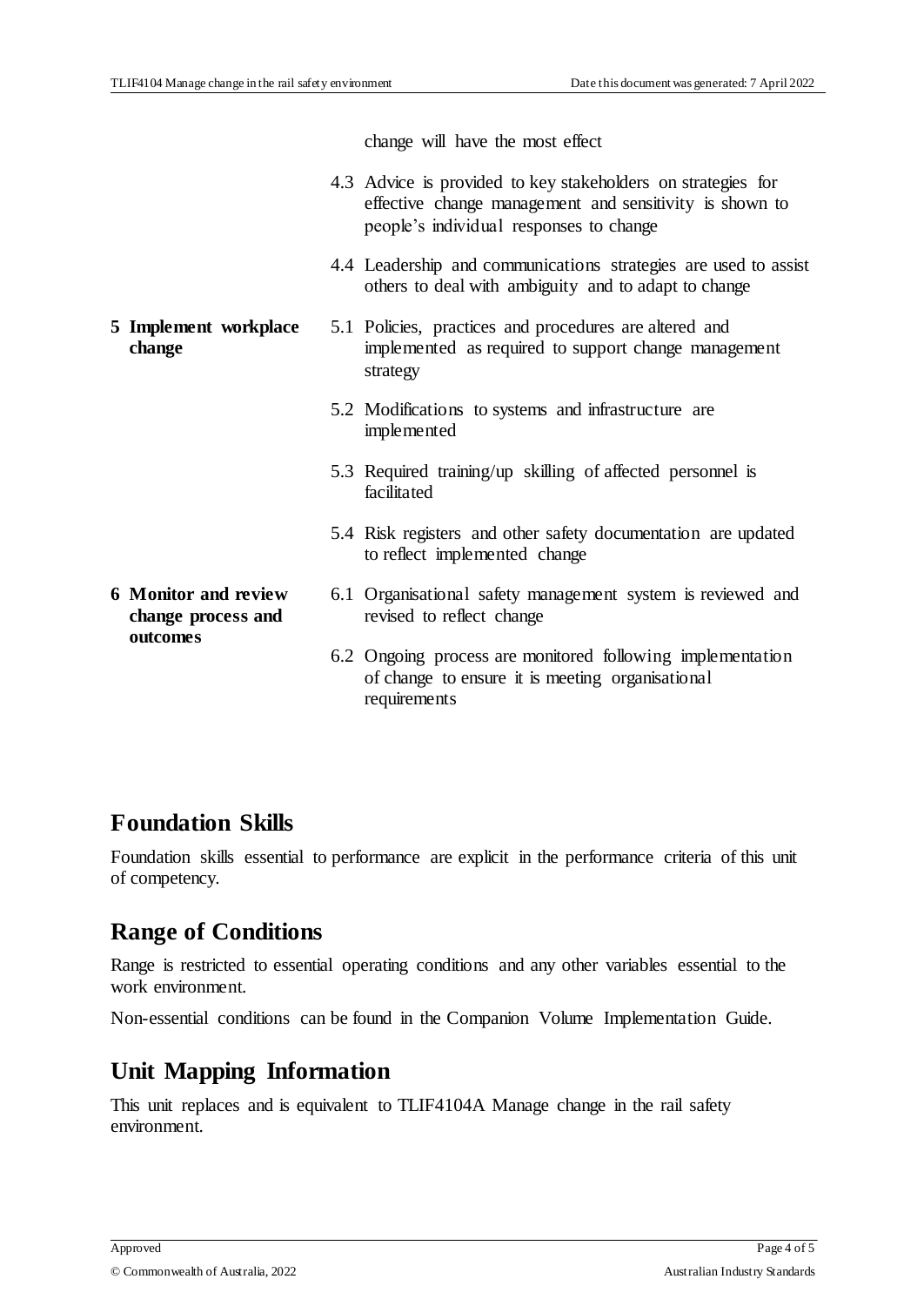| | |
|---|---|
| | change will have the most effect |
| | 4.3 Advice is provided to key stakeholders on strategies for effective change management and sensitivity is shown to people's individual responses to change |
| | 4.4 Leadership and communications strategies are used to assist others to deal with ambiguity and to adapt to change |
| **5 Implement workplace change** | 5.1 Policies, practices and procedures are altered and implemented as required to support change management strategy |
| | 5.2 Modifications to systems and infrastructure are implemented |
| | 5.3 Required training/up skilling of affected personnel is facilitated |
| | 5.4 Risk registers and other safety documentation are updated to reflect implemented change |
| **6 Monitor and review change process and outcomes** | 6.1 Organisational safety management system is reviewed and revised to reflect change |
| | 6.2 Ongoing process are monitored following implementation of change to ensure it is meeting organisational requirements |

## Foundation Skills

Foundation skills essential to performance are explicit in the performance criteria of this unit of competency.

## Range of Conditions

Range is restricted to essential operating conditions and any other variables essential to the work environment.

Non-essential conditions can be found in the Companion Volume Implementation Guide.

## Unit Mapping Information

This unit replaces and is equivalent to TLIF4104A Manage change in the rail safety environment.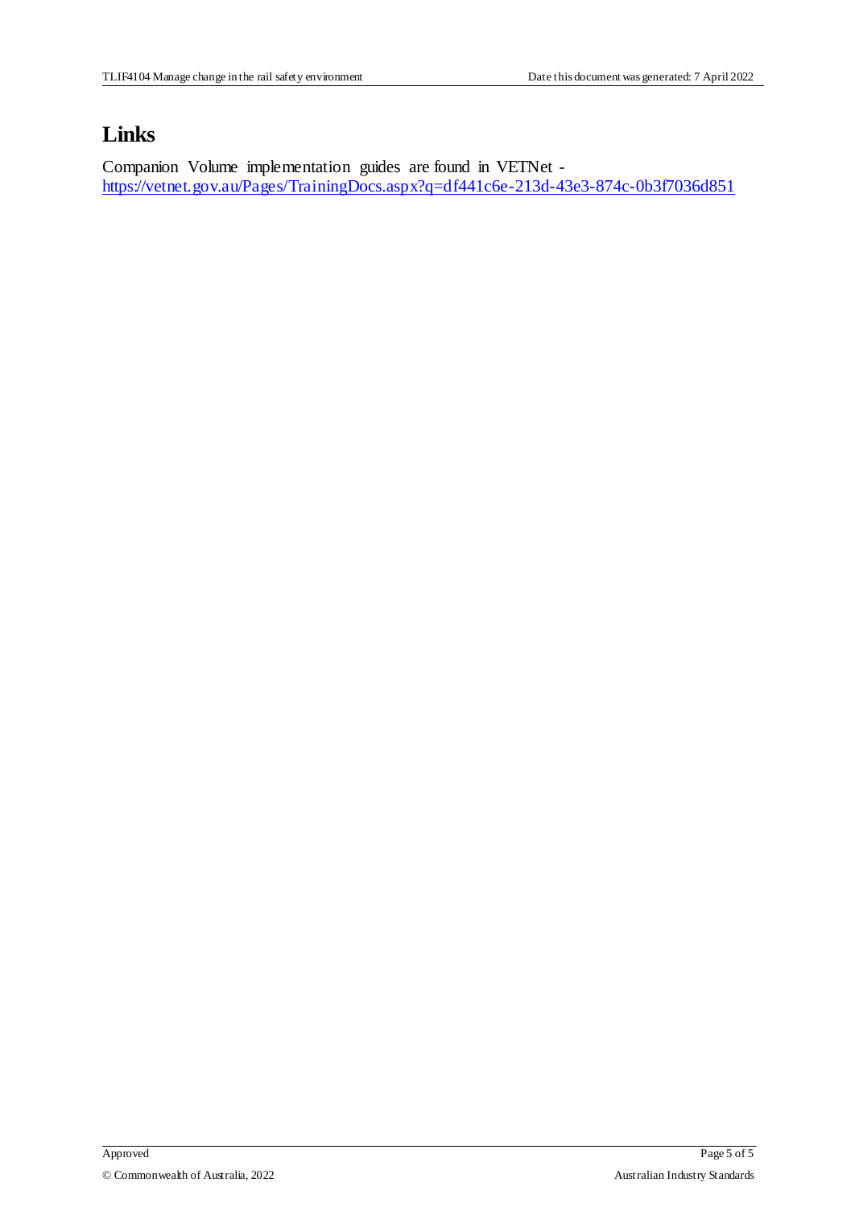# Links

Companion Volume implementation guides are found in VETNet - https://vetnet.gov.au/Pages/TrainingDocs.aspx?q=df441c6e-213d-43e3-874c-0b3f7036d851